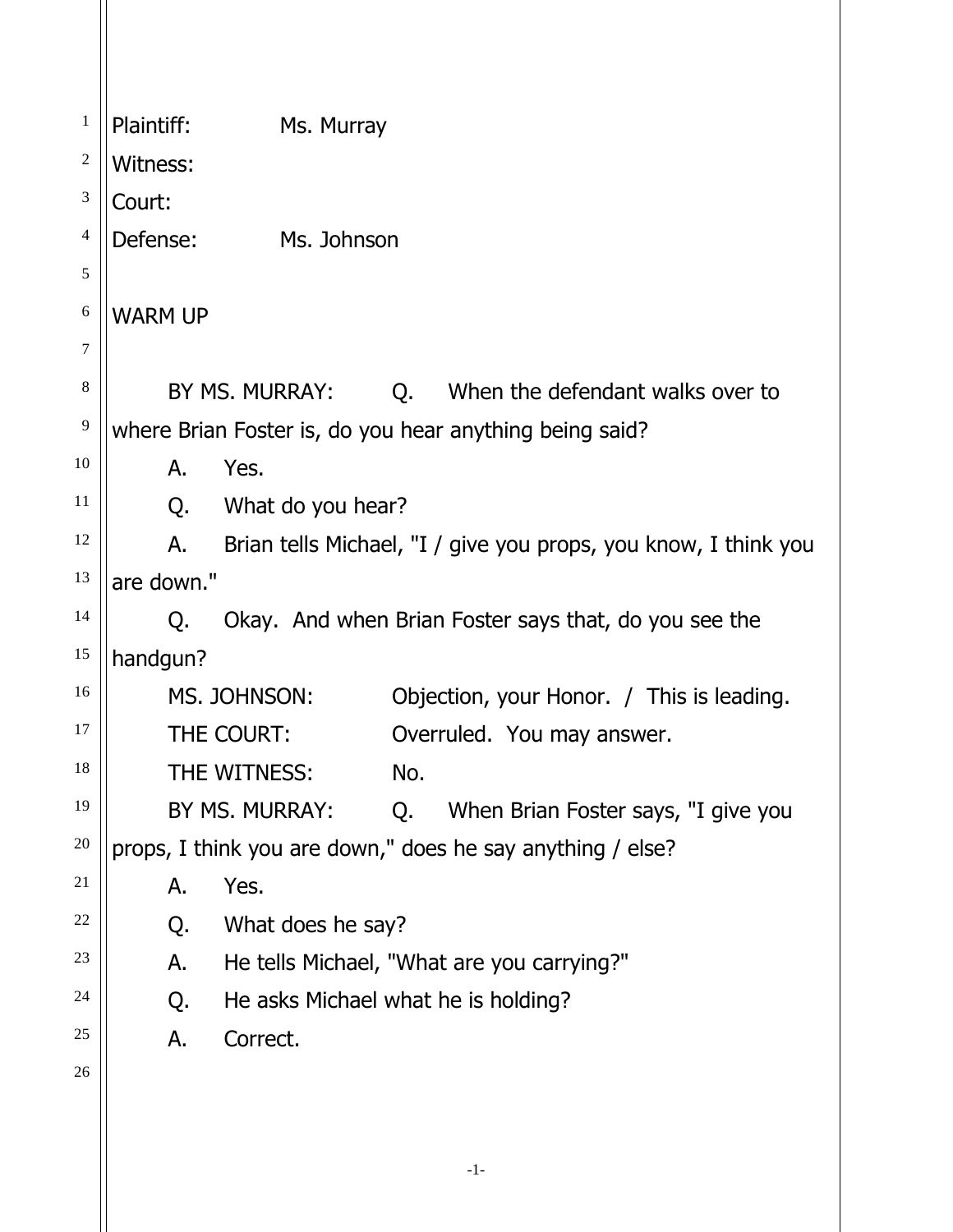Plaintiff: Ms. Murray

Witness:

Court:

Defense: Ms. Johnson

WARM UP

BY MS. MURRAY: Q. When the defendant walks over to where Brian Foster is, do you hear anything being said?

A. Yes.

Q. What do you hear?

A. Brian tells Michael, "I / give you props, you know, I think you are down."

Q. Okay. And when Brian Foster says that, do you see the handgun?

MS. JOHNSON: Objection, your Honor. / This is leading.

THE COURT: Overruled. You may answer.

THE WITNESS: No.

BY MS. MURRAY: Q. When Brian Foster says, "I give you props, I think you are down," does he say anything / else?

A. Yes.

Q. What does he say?

A. He tells Michael, "What are you carrying?"

Q. He asks Michael what he is holding?

A. Correct.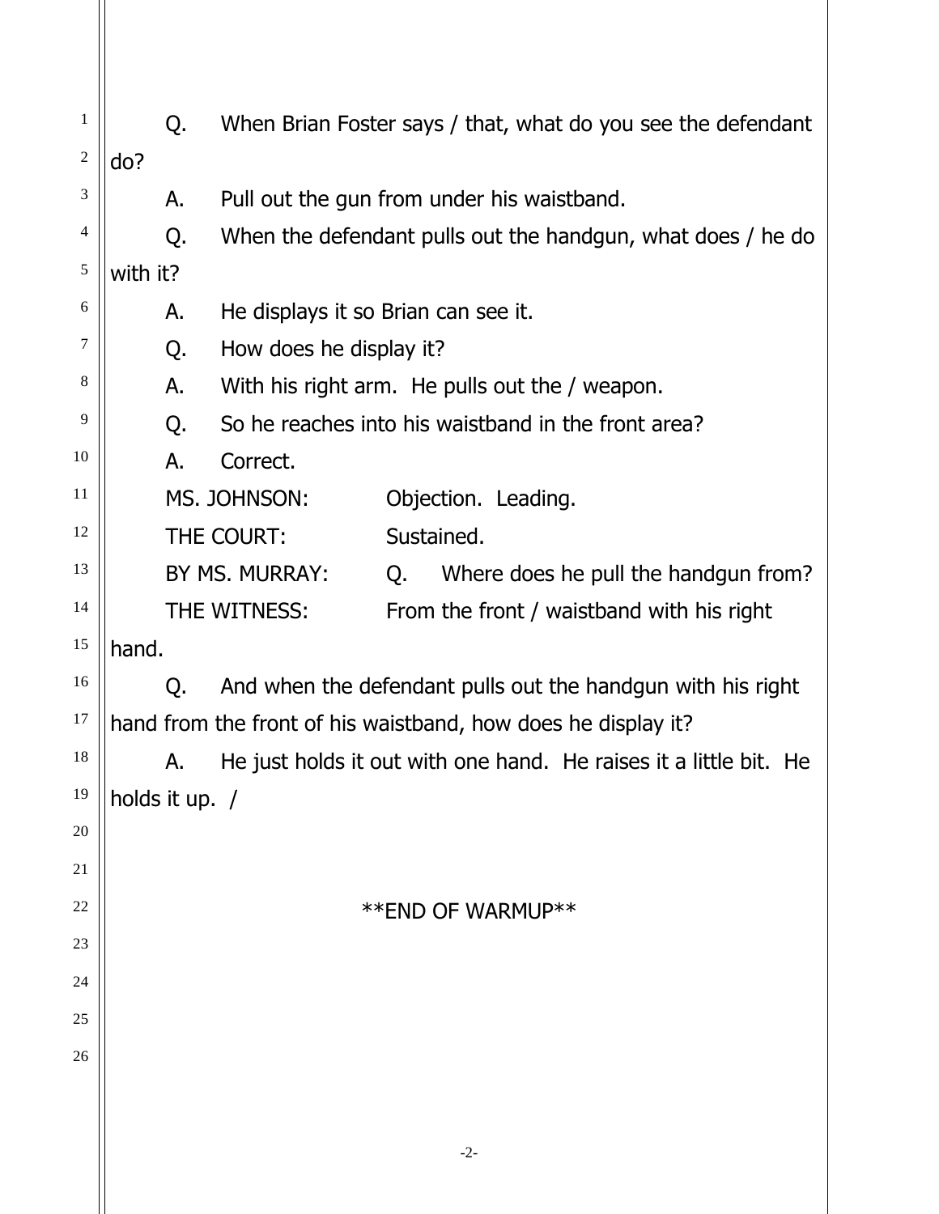Q. When Brian Foster says / that, what do you see the defendant do?

A. Pull out the gun from under his waistband.

Q. When the defendant pulls out the handgun, what does / he do with it?

A. He displays it so Brian can see it.

Q. How does he display it?

A. With his right arm. He pulls out the / weapon.

Q. So he reaches into his waistband in the front area?

A. Correct.

MS. JOHNSON: Objection. Leading.

THE COURT: Sustained.

BY MS. MURRAY: Q. Where does he pull the handgun from?

THE WITNESS: From the front / waistband with his right hand.

Q. And when the defendant pulls out the handgun with his right hand from the front of his waistband, how does he display it?

A. He just holds it out with one hand. He raises it a little bit. He holds it up. /

**END OF WARMUP**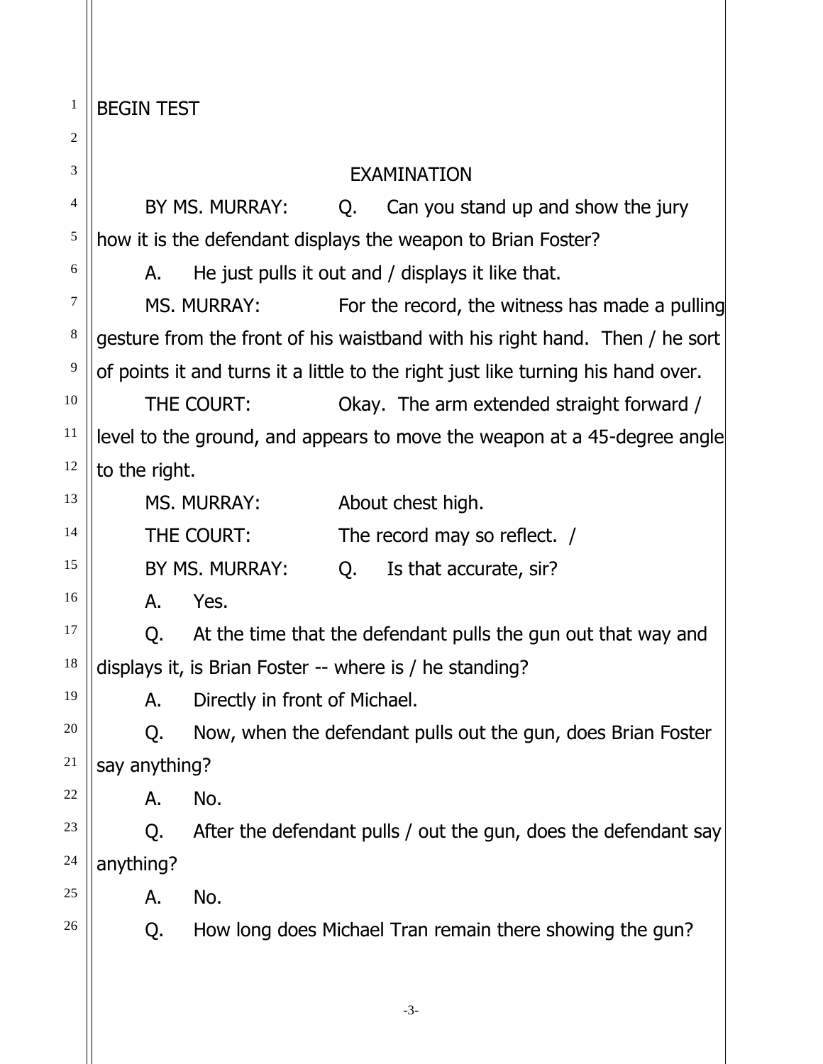BEGIN TEST

EXAMINATION

BY MS. MURRAY: Q. Can you stand up and show the jury how it is the defendant displays the weapon to Brian Foster?

A. He just pulls it out and / displays it like that.

MS. MURRAY: For the record, the witness has made a pulling gesture from the front of his waistband with his right hand. Then / he sort of points it and turns it a little to the right just like turning his hand over.

THE COURT: Okay. The arm extended straight forward / level to the ground, and appears to move the weapon at a 45-degree angle to the right.

MS. MURRAY: About chest high.

THE COURT: The record may so reflect. /

BY MS. MURRAY: Q. Is that accurate, sir?

A. Yes.

Q. At the time that the defendant pulls the gun out that way and displays it, is Brian Foster -- where is / he standing?

A. Directly in front of Michael.

Q. Now, when the defendant pulls out the gun, does Brian Foster say anything?

A. No.

Q. After the defendant pulls / out the gun, does the defendant say anything?

A. No.

Q. How long does Michael Tran remain there showing the gun?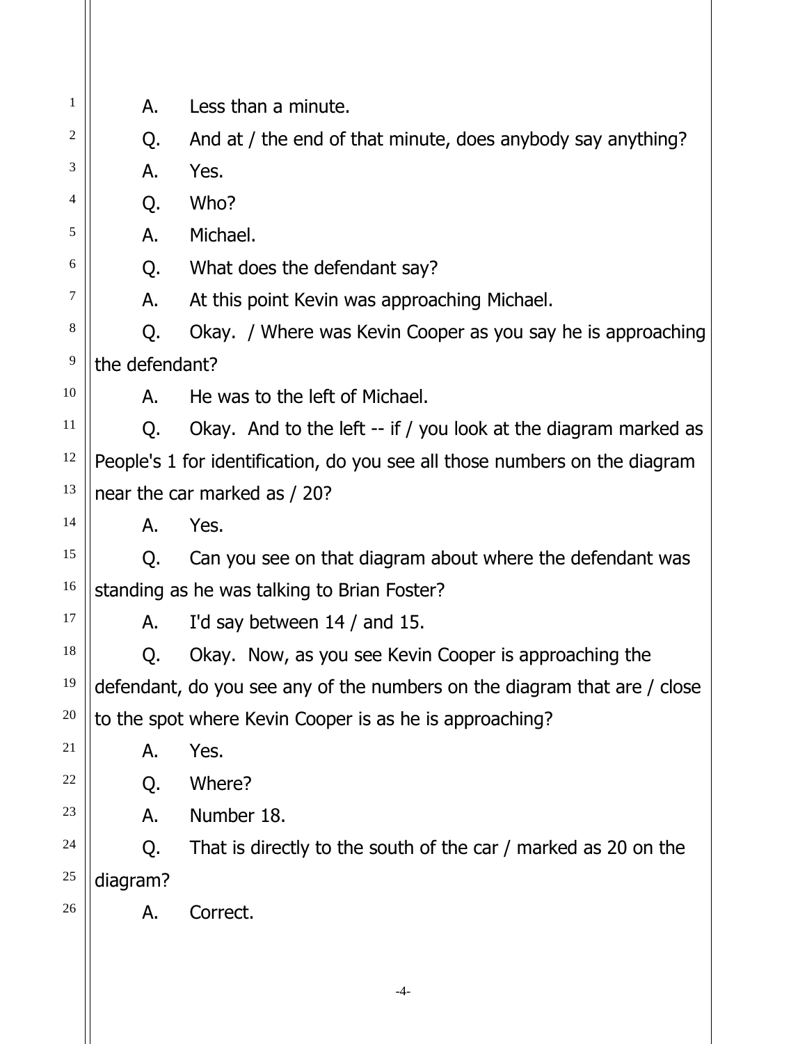A. Less than a minute.

Q. And at / the end of that minute, does anybody say anything?

A. Yes.

Q. Who?

A. Michael.

Q. What does the defendant say?

A. At this point Kevin was approaching Michael.

Q. Okay. / Where was Kevin Cooper as you say he is approaching the defendant?

A. He was to the left of Michael.

Q. Okay. And to the left -- if / you look at the diagram marked as People's 1 for identification, do you see all those numbers on the diagram near the car marked as / 20?

A. Yes.

Q. Can you see on that diagram about where the defendant was standing as he was talking to Brian Foster?

A. I'd say between 14 / and 15.

Q. Okay. Now, as you see Kevin Cooper is approaching the defendant, do you see any of the numbers on the diagram that are / close to the spot where Kevin Cooper is as he is approaching?

A. Yes.

Q. Where?

A. Number 18.

Q. That is directly to the south of the car / marked as 20 on the diagram?

A. Correct.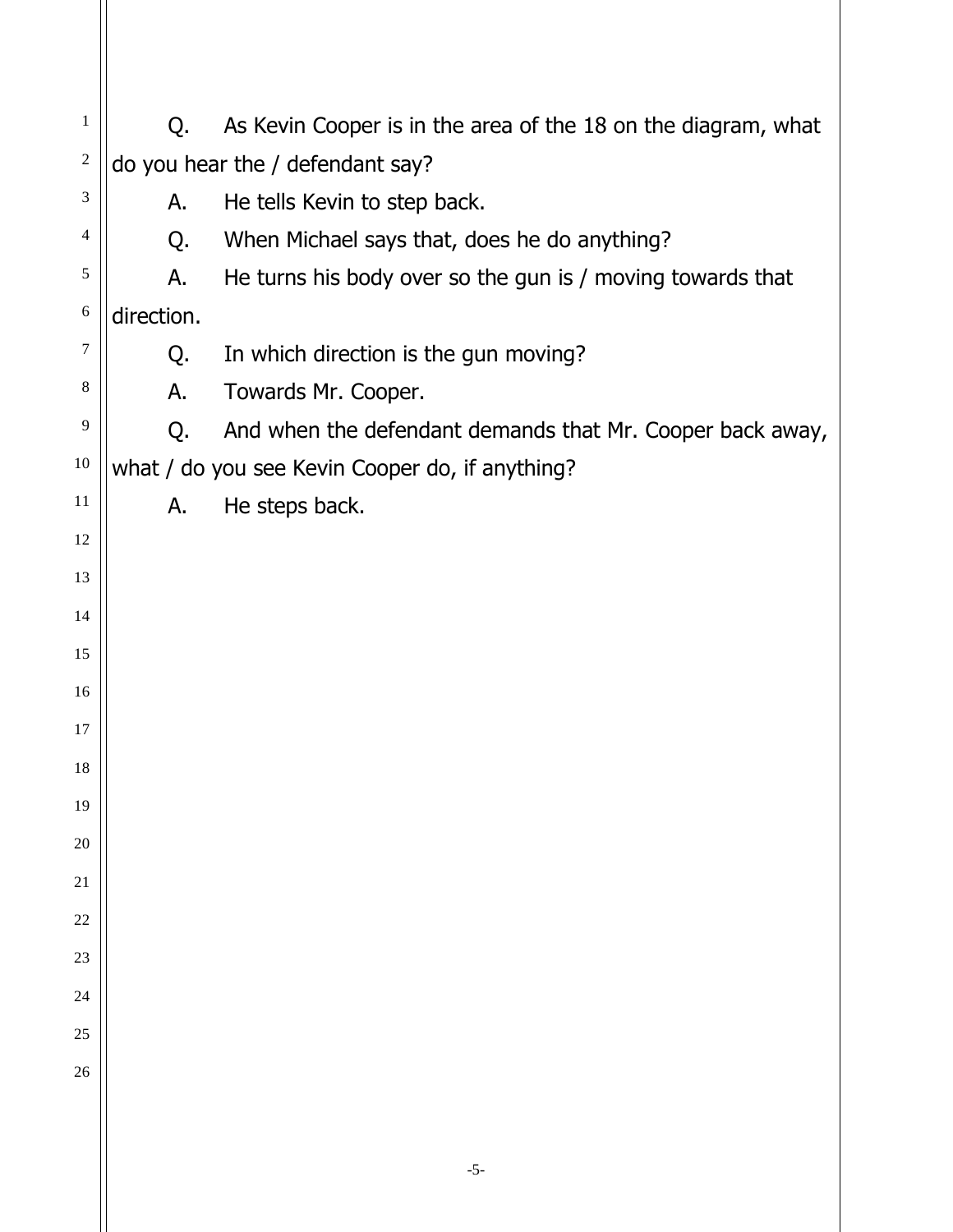Q. As Kevin Cooper is in the area of the 18 on the diagram, what do you hear the / defendant say?

A. He tells Kevin to step back.

Q. When Michael says that, does he do anything?

A. He turns his body over so the gun is / moving towards that direction.

Q. In which direction is the gun moving?

A. Towards Mr. Cooper.

Q. And when the defendant demands that Mr. Cooper back away, what / do you see Kevin Cooper do, if anything?

A. He steps back.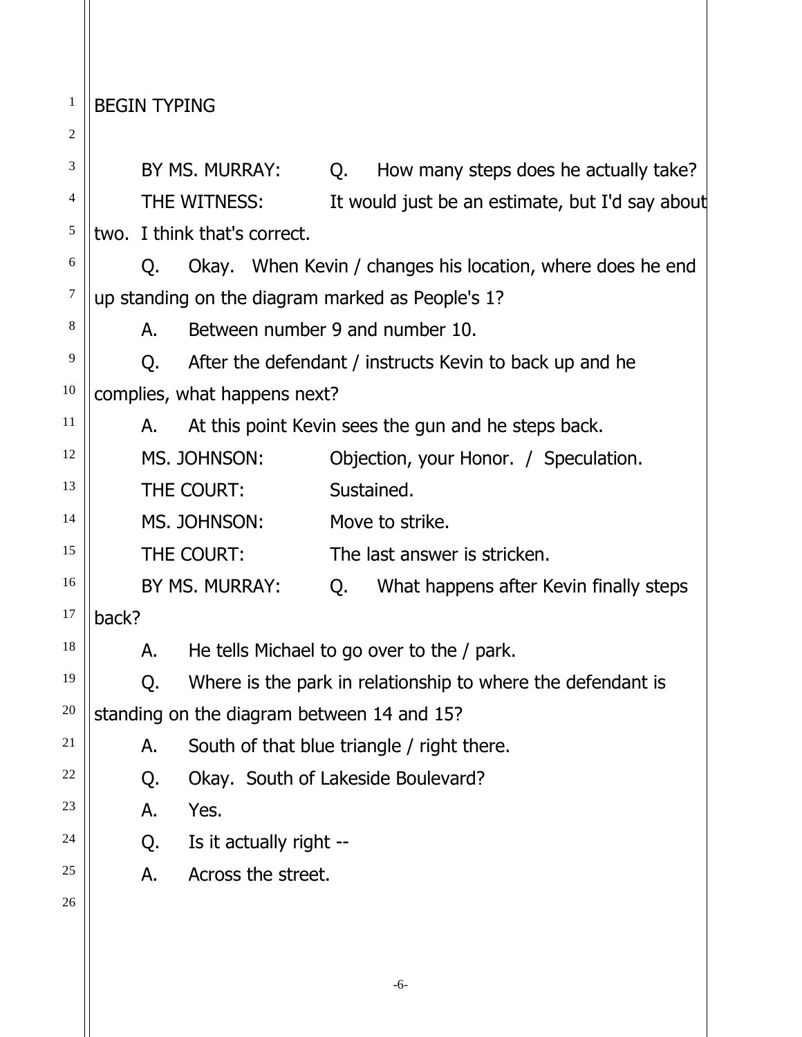BEGIN TYPING

BY MS. MURRAY: Q. How many steps does he actually take?

THE WITNESS: It would just be an estimate, but I'd say about two. I think that's correct.

Q. Okay. When Kevin / changes his location, where does he end up standing on the diagram marked as People's 1?

A. Between number 9 and number 10.

Q. After the defendant / instructs Kevin to back up and he complies, what happens next?

A. At this point Kevin sees the gun and he steps back.

MS. JOHNSON: Objection, your Honor. / Speculation.

THE COURT: Sustained.

MS. JOHNSON: Move to strike.

THE COURT: The last answer is stricken.

BY MS. MURRAY: Q. What happens after Kevin finally steps back?

A. He tells Michael to go over to the / park.

Q. Where is the park in relationship to where the defendant is standing on the diagram between 14 and 15?

A. South of that blue triangle / right there.

Q. Okay. South of Lakeside Boulevard?

A. Yes.

Q. Is it actually right --

A. Across the street.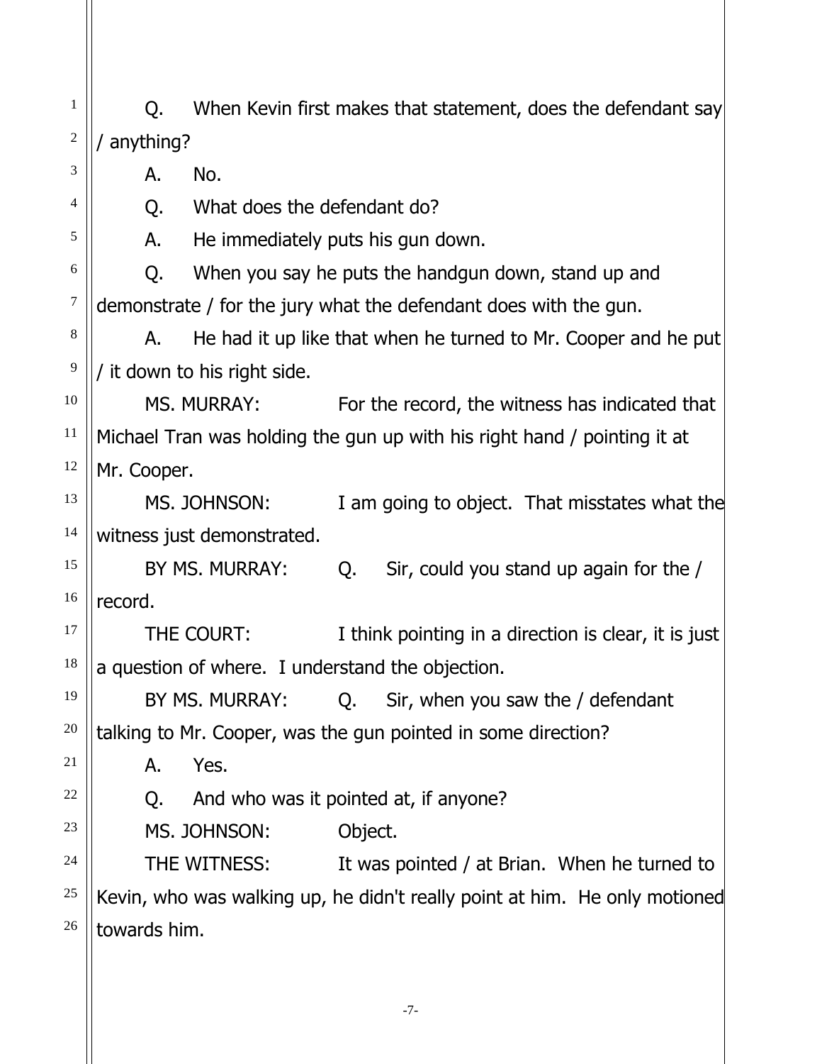Q. When Kevin first makes that statement, does the defendant say / anything?

A. No.

Q. What does the defendant do?

A. He immediately puts his gun down.

Q. When you say he puts the handgun down, stand up and demonstrate / for the jury what the defendant does with the gun.

A. He had it up like that when he turned to Mr. Cooper and he put / it down to his right side.

MS. MURRAY: For the record, the witness has indicated that Michael Tran was holding the gun up with his right hand / pointing it at Mr. Cooper.

MS. JOHNSON: I am going to object. That misstates what the witness just demonstrated.

BY MS. MURRAY: Q. Sir, could you stand up again for the / record.

THE COURT: I think pointing in a direction is clear, it is just a question of where. I understand the objection.

BY MS. MURRAY: Q. Sir, when you saw the / defendant talking to Mr. Cooper, was the gun pointed in some direction?

A. Yes.

Q. And who was it pointed at, if anyone?

MS. JOHNSON: Object.

THE WITNESS: It was pointed / at Brian. When he turned to Kevin, who was walking up, he didn't really point at him. He only motioned towards him.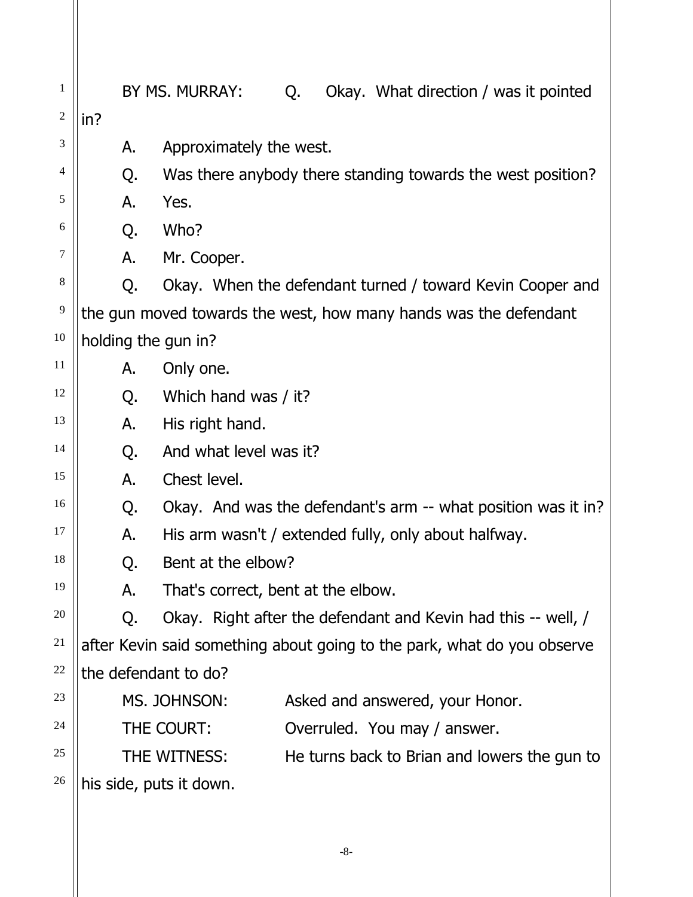BY MS. MURRAY: Q. Okay. What direction / was it pointed in?

A. Approximately the west.

Q. Was there anybody there standing towards the west position?

A. Yes.

Q. Who?

A. Mr. Cooper.

Q. Okay. When the defendant turned / toward Kevin Cooper and the gun moved towards the west, how many hands was the defendant holding the gun in?

A. Only one.

Q. Which hand was / it?

A. His right hand.

Q. And what level was it?

A. Chest level.

Q. Okay. And was the defendant's arm -- what position was it in?

A. His arm wasn't / extended fully, only about halfway.

Q. Bent at the elbow?

A. That's correct, bent at the elbow.

Q. Okay. Right after the defendant and Kevin had this -- well, / after Kevin said something about going to the park, what do you observe the defendant to do?

MS. JOHNSON: Asked and answered, your Honor.

THE COURT: Overruled. You may / answer.

THE WITNESS: He turns back to Brian and lowers the gun to his side, puts it down.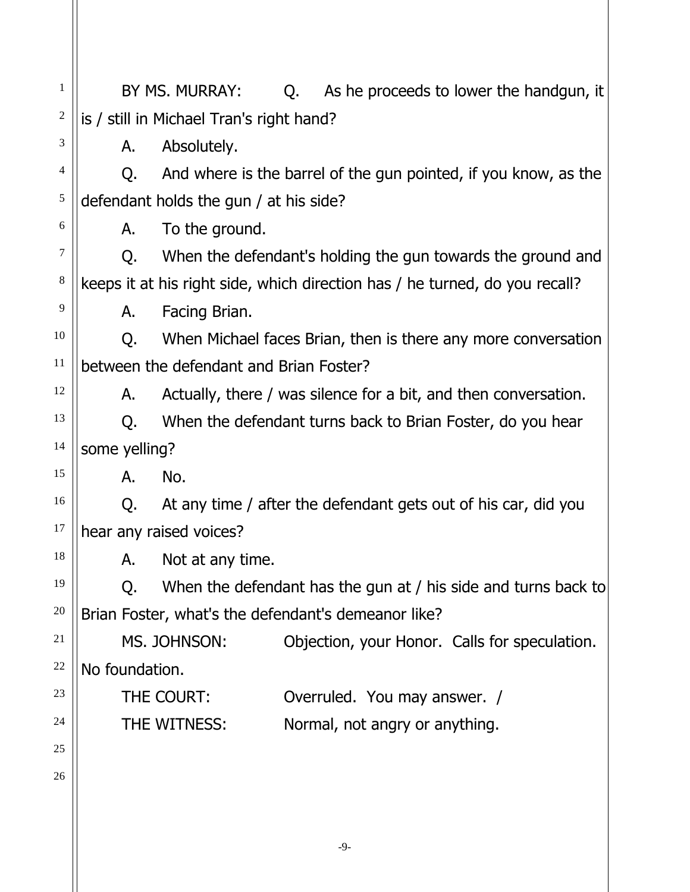BY MS. MURRAY: Q. As he proceeds to lower the handgun, it is / still in Michael Tran's right hand?

A. Absolutely.

Q. And where is the barrel of the gun pointed, if you know, as the defendant holds the gun / at his side?

A. To the ground.

Q. When the defendant's holding the gun towards the ground and keeps it at his right side, which direction has / he turned, do you recall?

A. Facing Brian.

Q. When Michael faces Brian, then is there any more conversation between the defendant and Brian Foster?

A. Actually, there / was silence for a bit, and then conversation.

Q. When the defendant turns back to Brian Foster, do you hear some yelling?

A. No.

Q. At any time / after the defendant gets out of his car, did you hear any raised voices?

A. Not at any time.

Q. When the defendant has the gun at / his side and turns back to Brian Foster, what's the defendant's demeanor like?

MS. JOHNSON: Objection, your Honor. Calls for speculation. No foundation.

THE COURT: Overruled. You may answer. /

THE WITNESS: Normal, not angry or anything.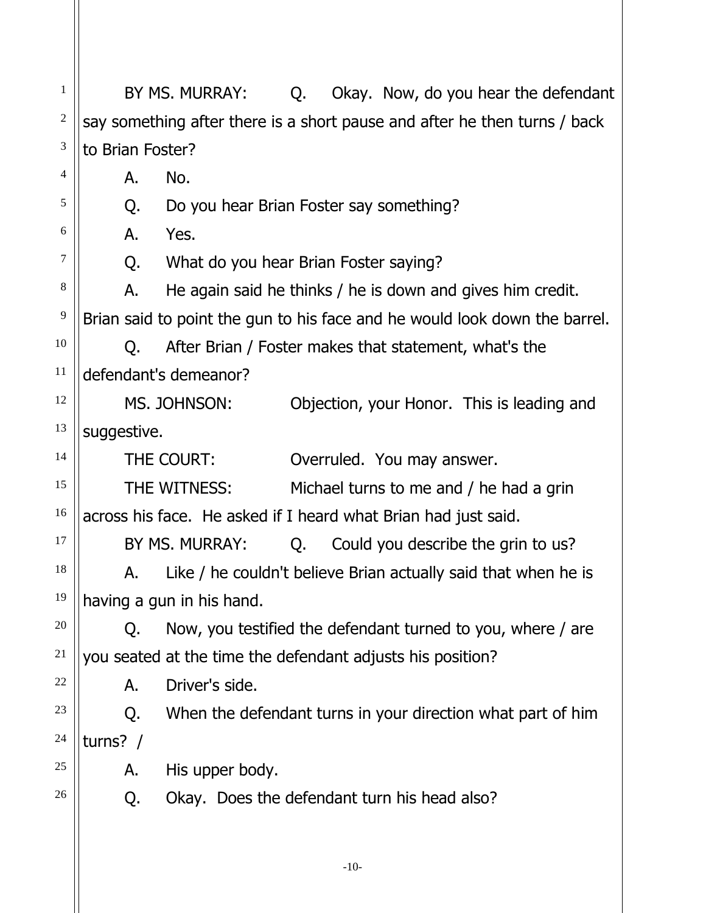BY MS. MURRAY: Q. Okay. Now, do you hear the defendant say something after there is a short pause and after he then turns / back to Brian Foster?

A. No.

Q. Do you hear Brian Foster say something?

A. Yes.

Q. What do you hear Brian Foster saying?

A. He again said he thinks / he is down and gives him credit. Brian said to point the gun to his face and he would look down the barrel.

Q. After Brian / Foster makes that statement, what's the defendant's demeanor?

MS. JOHNSON: Objection, your Honor. This is leading and suggestive.

THE COURT: Overruled. You may answer.

THE WITNESS: Michael turns to me and / he had a grin across his face. He asked if I heard what Brian had just said.

BY MS. MURRAY: Q. Could you describe the grin to us?

A. Like / he couldn't believe Brian actually said that when he is having a gun in his hand.

Q. Now, you testified the defendant turned to you, where / are you seated at the time the defendant adjusts his position?

A. Driver's side.

Q. When the defendant turns in your direction what part of him turns? /

A. His upper body.

Q. Okay. Does the defendant turn his head also?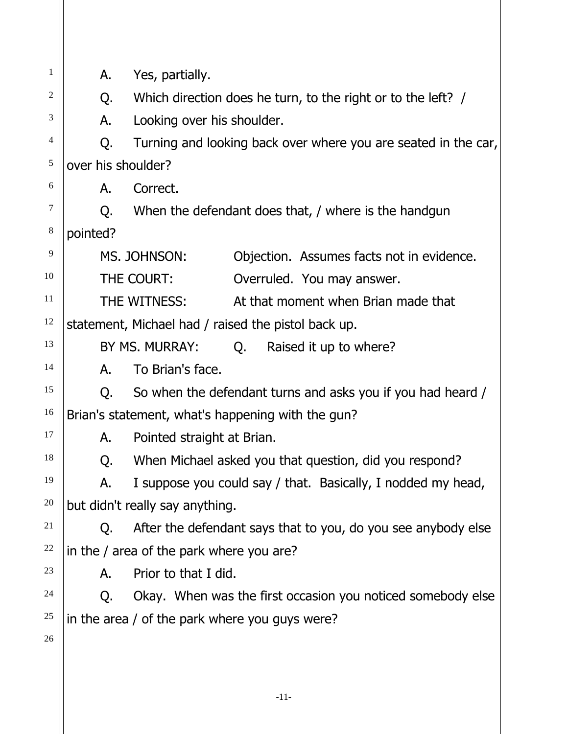A. Yes, partially.

Q. Which direction does he turn, to the right or to the left? /

A. Looking over his shoulder.

Q. Turning and looking back over where you are seated in the car, over his shoulder?

A. Correct.

Q. When the defendant does that, / where is the handgun pointed?

MS. JOHNSON: Objection. Assumes facts not in evidence.

THE COURT: Overruled. You may answer.

THE WITNESS: At that moment when Brian made that statement, Michael had / raised the pistol back up.

BY MS. MURRAY: Q. Raised it up to where?

A. To Brian's face.

Q. So when the defendant turns and asks you if you had heard / Brian's statement, what's happening with the gun?

A. Pointed straight at Brian.

Q. When Michael asked you that question, did you respond?

A. I suppose you could say / that. Basically, I nodded my head, but didn't really say anything.

Q. After the defendant says that to you, do you see anybody else in the / area of the park where you are?

A. Prior to that I did.

Q. Okay. When was the first occasion you noticed somebody else in the area / of the park where you guys were?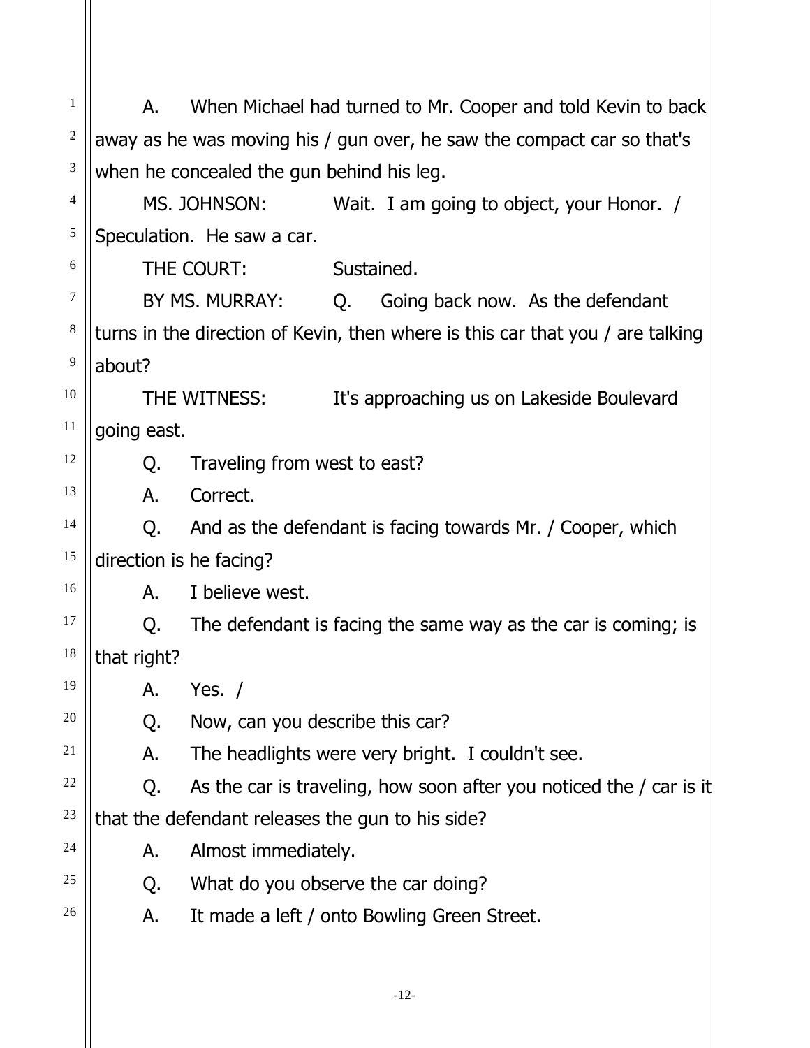A. When Michael had turned to Mr. Cooper and told Kevin to back away as he was moving his / gun over, he saw the compact car so that's when he concealed the gun behind his leg.

MS. JOHNSON: Wait. I am going to object, your Honor. / Speculation. He saw a car.

THE COURT: Sustained.

BY MS. MURRAY: Q. Going back now. As the defendant turns in the direction of Kevin, then where is this car that you / are talking about?

THE WITNESS: It's approaching us on Lakeside Boulevard going east.

Q. Traveling from west to east?

A. Correct.

Q. And as the defendant is facing towards Mr. / Cooper, which direction is he facing?

A. I believe west.

Q. The defendant is facing the same way as the car is coming; is that right?

A. Yes. /

Q. Now, can you describe this car?

A. The headlights were very bright. I couldn't see.

Q. As the car is traveling, how soon after you noticed the / car is it that the defendant releases the gun to his side?

A. Almost immediately.

Q. What do you observe the car doing?

A. It made a left / onto Bowling Green Street.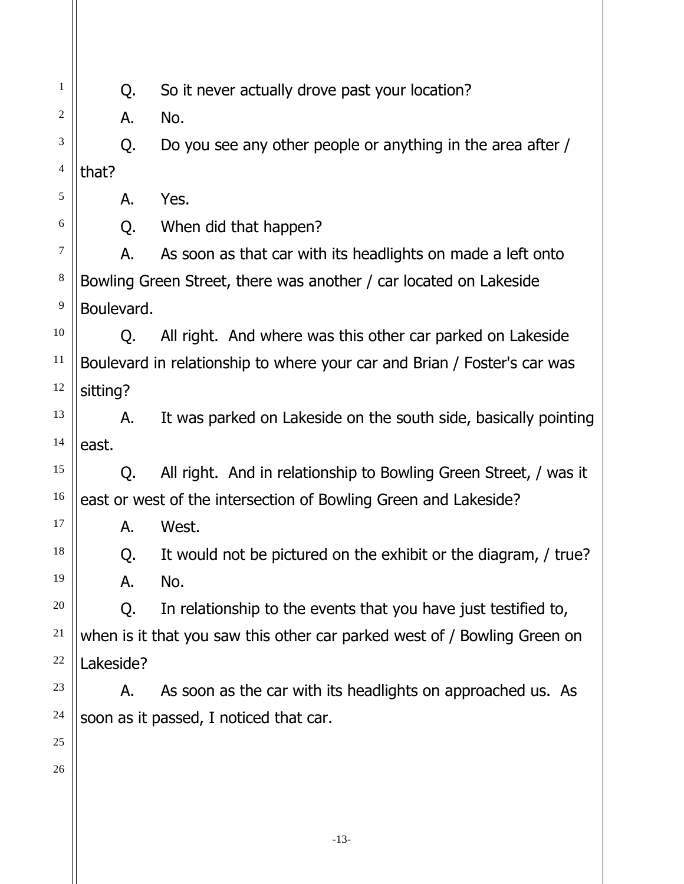Q. So it never actually drove past your location?

A. No.

Q. Do you see any other people or anything in the area after / that?

A. Yes.

Q. When did that happen?

A. As soon as that car with its headlights on made a left onto Bowling Green Street, there was another / car located on Lakeside Boulevard.

Q. All right. And where was this other car parked on Lakeside Boulevard in relationship to where your car and Brian / Foster's car was sitting?

A. It was parked on Lakeside on the south side, basically pointing east.

Q. All right. And in relationship to Bowling Green Street, / was it east or west of the intersection of Bowling Green and Lakeside?

A. West.

Q. It would not be pictured on the exhibit or the diagram, / true?

A. No.

Q. In relationship to the events that you have just testified to, when is it that you saw this other car parked west of / Bowling Green on Lakeside?

A. As soon as the car with its headlights on approached us. As soon as it passed, I noticed that car.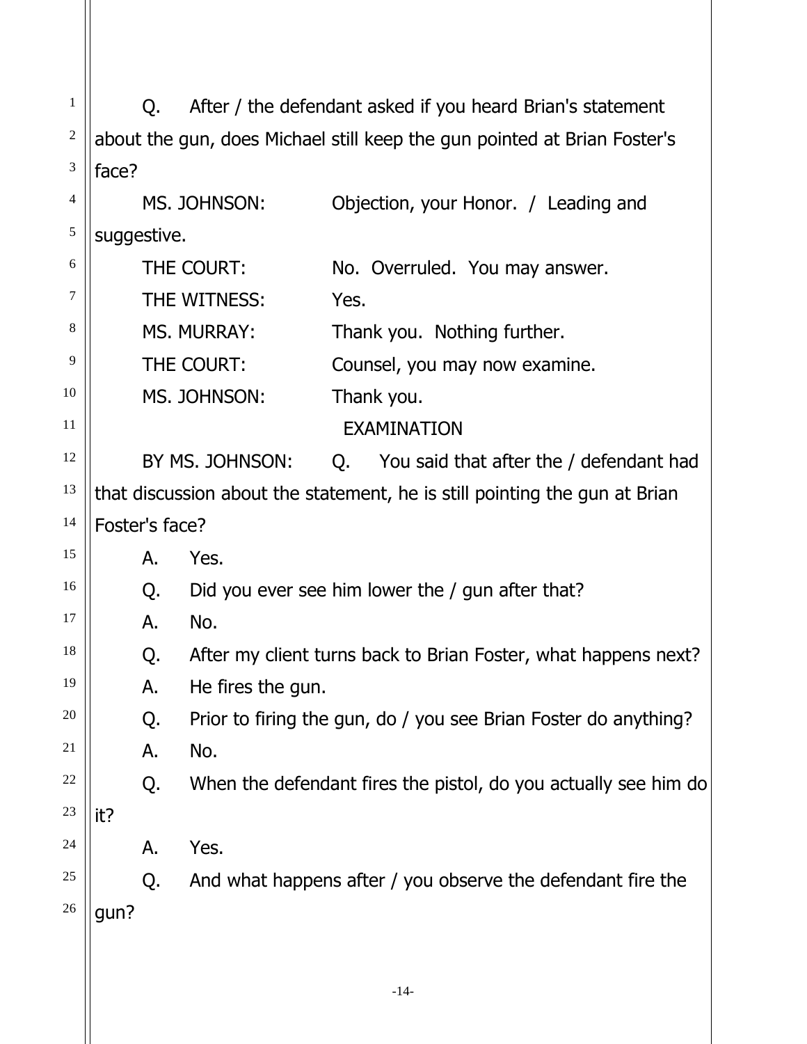Q. After / the defendant asked if you heard Brian's statement about the gun, does Michael still keep the gun pointed at Brian Foster's face?

MS. JOHNSON: Objection, your Honor. / Leading and suggestive.

THE COURT: No. Overruled. You may answer.

THE WITNESS: Yes.

MS. MURRAY: Thank you. Nothing further.

THE COURT: Counsel, you may now examine.

MS. JOHNSON: Thank you.

EXAMINATION

BY MS. JOHNSON: Q. You said that after the / defendant had that discussion about the statement, he is still pointing the gun at Brian Foster's face?

A. Yes.

Q. Did you ever see him lower the / gun after that?

A. No.

Q. After my client turns back to Brian Foster, what happens next?

A. He fires the gun.

Q. Prior to firing the gun, do / you see Brian Foster do anything?

A. No.

Q. When the defendant fires the pistol, do you actually see him do it?

A. Yes.

Q. And what happens after / you observe the defendant fire the gun?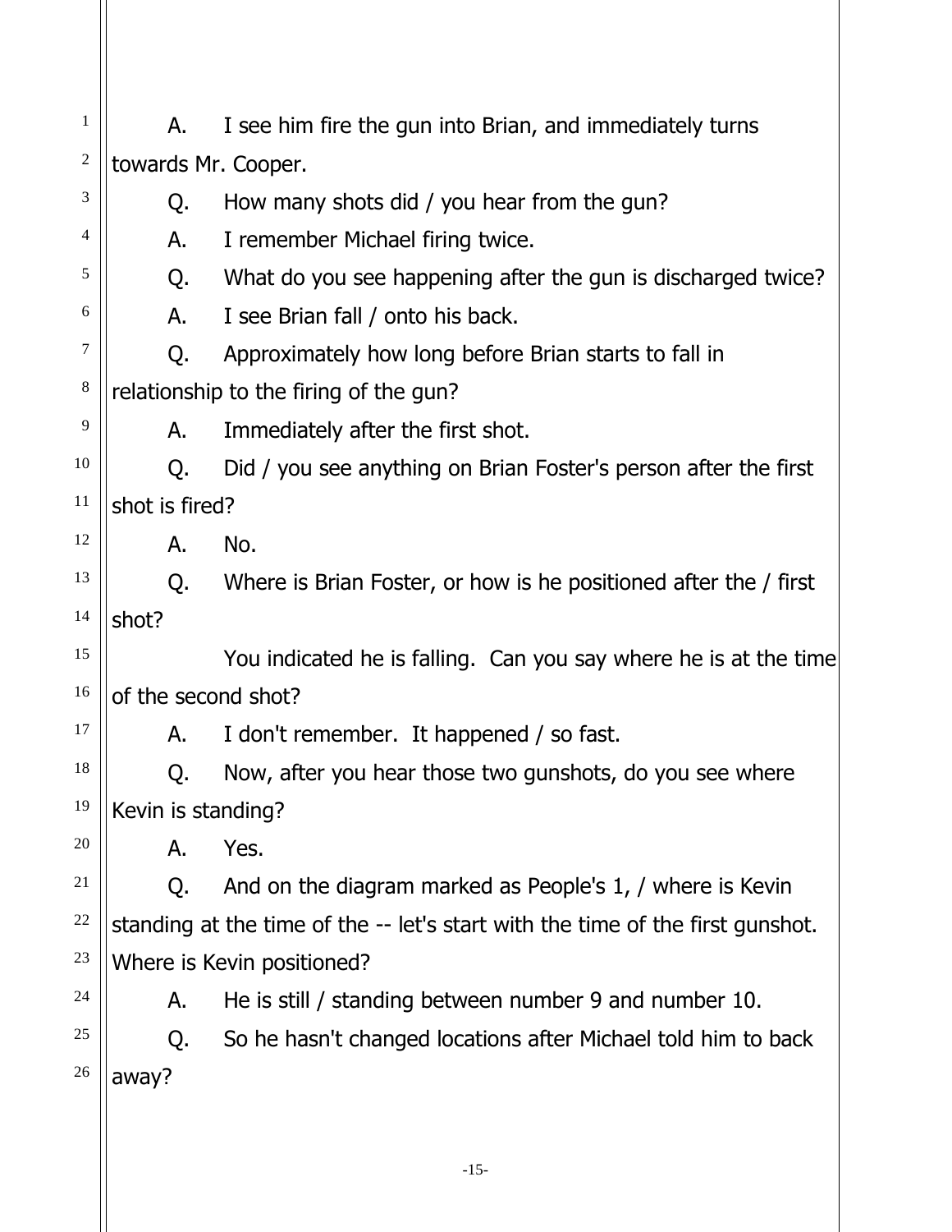A. I see him fire the gun into Brian, and immediately turns towards Mr. Cooper.

Q. How many shots did / you hear from the gun?

A. I remember Michael firing twice.

Q. What do you see happening after the gun is discharged twice?

A. I see Brian fall / onto his back.

Q. Approximately how long before Brian starts to fall in relationship to the firing of the gun?

A. Immediately after the first shot.

Q. Did / you see anything on Brian Foster's person after the first shot is fired?

A. No.

Q. Where is Brian Foster, or how is he positioned after the / first shot?

You indicated he is falling. Can you say where he is at the time of the second shot?

A. I don't remember. It happened / so fast.

Q. Now, after you hear those two gunshots, do you see where Kevin is standing?

A. Yes.

Q. And on the diagram marked as People's 1, / where is Kevin standing at the time of the -- let's start with the time of the first gunshot. Where is Kevin positioned?

A. He is still / standing between number 9 and number 10.

Q. So he hasn't changed locations after Michael told him to back away?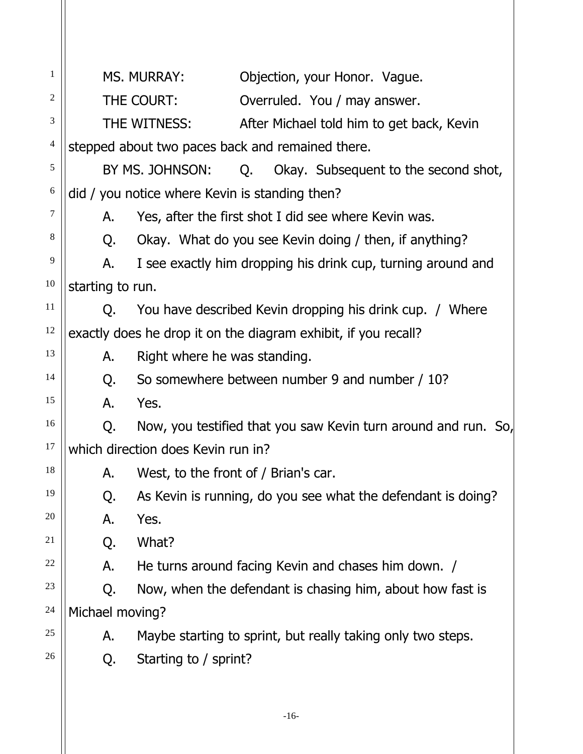MS. MURRAY: Objection, your Honor. Vague.

THE COURT: Overruled. You / may answer.

THE WITNESS: After Michael told him to get back, Kevin stepped about two paces back and remained there.

BY MS. JOHNSON: Q. Okay. Subsequent to the second shot, did / you notice where Kevin is standing then?

A. Yes, after the first shot I did see where Kevin was.

Q. Okay. What do you see Kevin doing / then, if anything?

A. I see exactly him dropping his drink cup, turning around and starting to run.

Q. You have described Kevin dropping his drink cup. / Where exactly does he drop it on the diagram exhibit, if you recall?

A. Right where he was standing.

Q. So somewhere between number 9 and number / 10?

A. Yes.

Q. Now, you testified that you saw Kevin turn around and run. So, which direction does Kevin run in?

A. West, to the front of / Brian's car.

Q. As Kevin is running, do you see what the defendant is doing?

A. Yes.

Q. What?

A. He turns around facing Kevin and chases him down. /

Q. Now, when the defendant is chasing him, about how fast is Michael moving?

A. Maybe starting to sprint, but really taking only two steps.

Q. Starting to / sprint?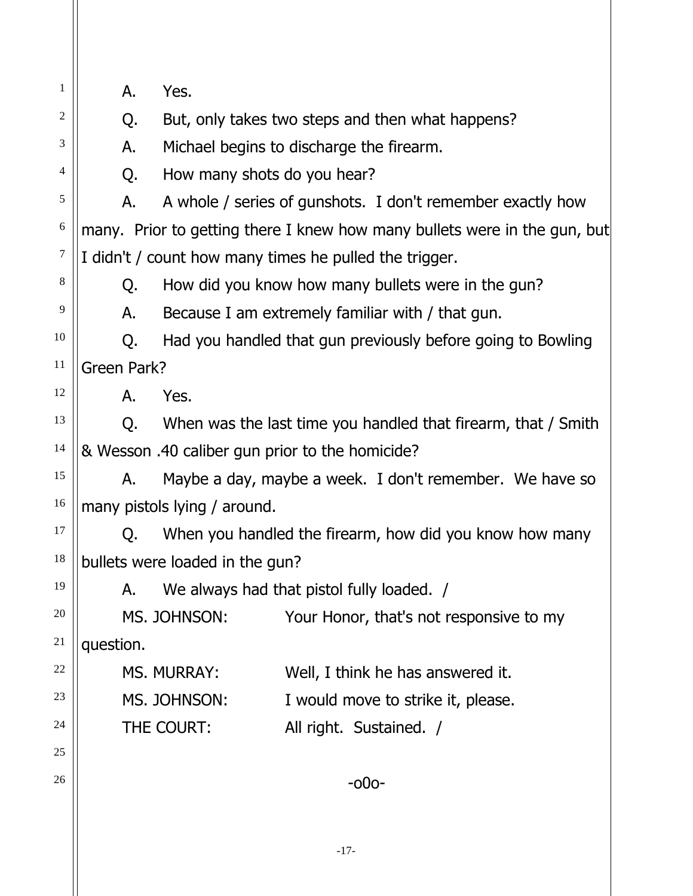A. Yes.

Q. But, only takes two steps and then what happens?

A. Michael begins to discharge the firearm.

Q. How many shots do you hear?

A. A whole / series of gunshots. I don't remember exactly how many. Prior to getting there I knew how many bullets were in the gun, but I didn't / count how many times he pulled the trigger.

Q. How did you know how many bullets were in the gun?

A. Because I am extremely familiar with / that gun.

Q. Had you handled that gun previously before going to Bowling Green Park?

A. Yes.

Q. When was the last time you handled that firearm, that / Smith & Wesson .40 caliber gun prior to the homicide?

A. Maybe a day, maybe a week. I don't remember. We have so many pistols lying / around.

Q. When you handled the firearm, how did you know how many bullets were loaded in the gun?

A. We always had that pistol fully loaded. /

MS. JOHNSON: Your Honor, that's not responsive to my question.

MS. MURRAY: Well, I think he has answered it.

MS. JOHNSON: I would move to strike it, please.

THE COURT: All right. Sustained. /

-o0o-